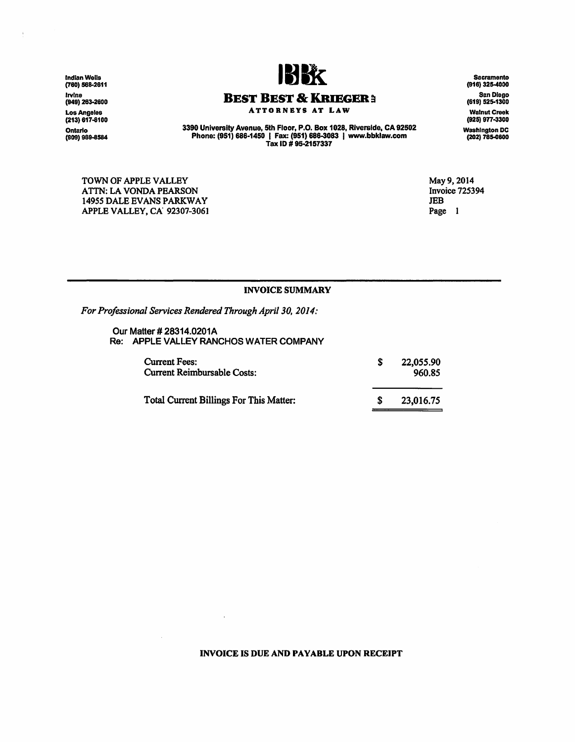Indian Wells
(760) 568-2611

Irvine
(949) 263-2600

Los Angeles
(213) 617-8100

Ontario
(909) 989-8584

# BEST BEST & KRIEGER

**ATTORNEYS AT LAW**

3390 University Avenue, 5th Floor, P.O. Box 1028, Riverside, CA 92502
Phone: (951) 686-1450 | Fax: (951) 686-3083 | www.bbklaw.com
Tax ID # 95-2157337

Sacramento
(916) 325-4000

San Diego
(619) 525-1300

Walnut Creek
(925) 977-3300

Washington DC
(202) 785-0600

TOWN OF APPLE VALLEY
ATTN: LA VONDA PEARSON
14955 DALE EVANS PARKWAY
APPLE VALLEY, CA 92307-3061

May 9, 2014
Invoice 725394
JEB
Page 1

## INVOICE SUMMARY

*For Professional Services Rendered Through April 30, 2014:*

Our Matter # 28314.0201A
Re: APPLE VALLEY RANCHOS WATER COMPANY

| | | |
|---|---|---|
| Current Fees: | $ | 22,055.90 |
| Current Reimbursable Costs: | | 960.85 |
| Total Current Billings For This Matter: | $ | 23,016.75 |

**INVOICE IS DUE AND PAYABLE UPON RECEIPT**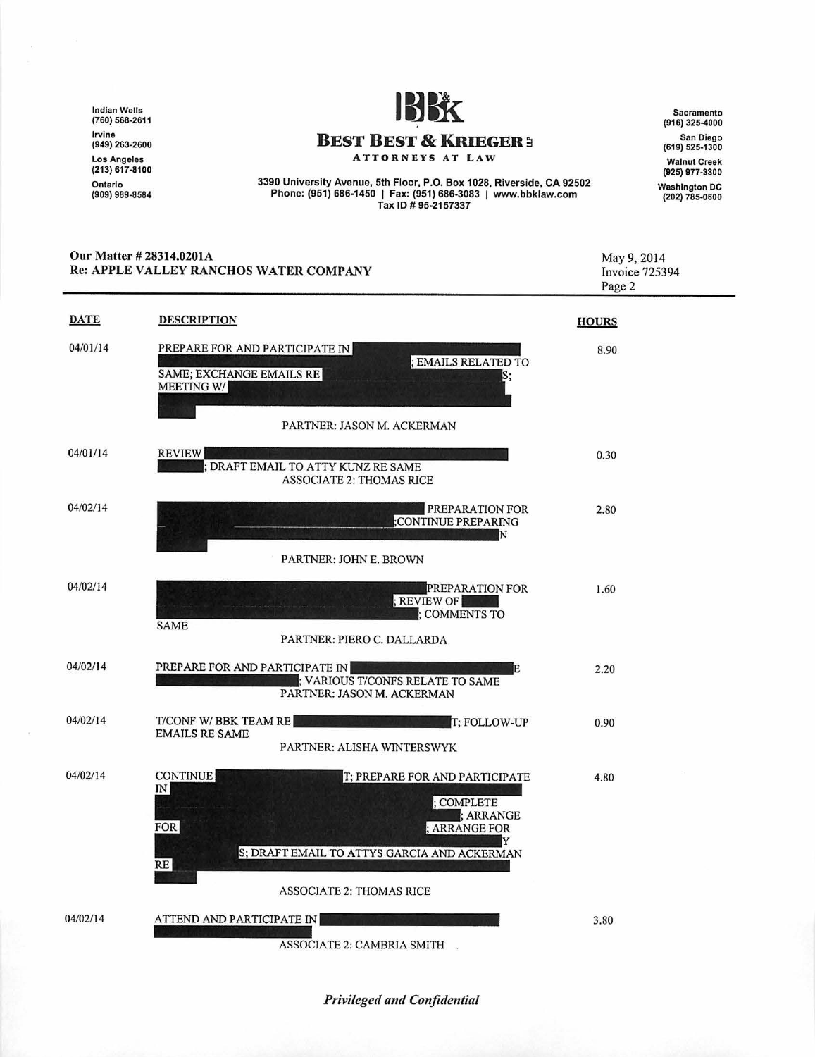Indian Wells (760) 568-2611
Irvine (949) 263-2600
Los Angeles (213) 617-8100
Ontario (909) 989-8584

# BEST BEST & KRIEGER LLP

**ATTORNEYS AT LAW**

3390 University Avenue, 5th Floor, P.O. Box 1028, Riverside, CA 92502
Phone: (951) 686-1450 | Fax: (951) 686-3083 | www.bbklaw.com
Tax ID # 95-2157337

Sacramento (916) 325-4000
San Diego (619) 525-1300
Walnut Creek (925) 977-3300
Washington DC (202) 785-0600

**Our Matter # 28314.0201A**
**Re: APPLE VALLEY RANCHOS WATER COMPANY**

May 9, 2014
Invoice 725394

| DATE | DESCRIPTION | HOURS |
|---|---|---|
| 04/01/14 | PREPARE FOR AND PARTICIPATE IN [REDACTED]; EMAILS RELATED TO SAME; EXCHANGE EMAILS RE [REDACTED]S; MEETING W/ [REDACTED]<br>PARTNER: JASON M. ACKERMAN | 8.90 |
| 04/01/14 | REVIEW [REDACTED]; DRAFT EMAIL TO ATTY KUNZ RE SAME<br>ASSOCIATE 2: THOMAS RICE | 0.30 |
| 04/02/14 | [REDACTED] PREPARATION FOR [REDACTED];CONTINUE PREPARING [REDACTED]N [REDACTED]<br>PARTNER: JOHN E. BROWN | 2.80 |
| 04/02/14 | [REDACTED] PREPARATION FOR [REDACTED]; REVIEW OF [REDACTED]; COMMENTS TO SAME<br>PARTNER: PIERO C. DALLARDA | 1.60 |
| 04/02/14 | PREPARE FOR AND PARTICIPATE IN [REDACTED]E [REDACTED]; VARIOUS T/CONFS RELATE TO SAME<br>PARTNER: JASON M. ACKERMAN | 2.20 |
| 04/02/14 | T/CONF W/ BBK TEAM RE [REDACTED]T; FOLLOW-UP EMAILS RE SAME<br>PARTNER: ALISHA WINTERSWYK | 0.90 |
| 04/02/14 | CONTINUE [REDACTED]T; PREPARE FOR AND PARTICIPATE IN [REDACTED]; COMPLETE [REDACTED]; ARRANGE FOR [REDACTED]; ARRANGE FOR [REDACTED]Y [REDACTED]S; DRAFT EMAIL TO ATTYS GARCIA AND ACKERMAN RE [REDACTED]<br>ASSOCIATE 2: THOMAS RICE | 4.80 |
| 04/02/14 | ATTEND AND PARTICIPATE IN [REDACTED]<br>ASSOCIATE 2: CAMBRIA SMITH | 3.80 |

*Privileged and Confidential*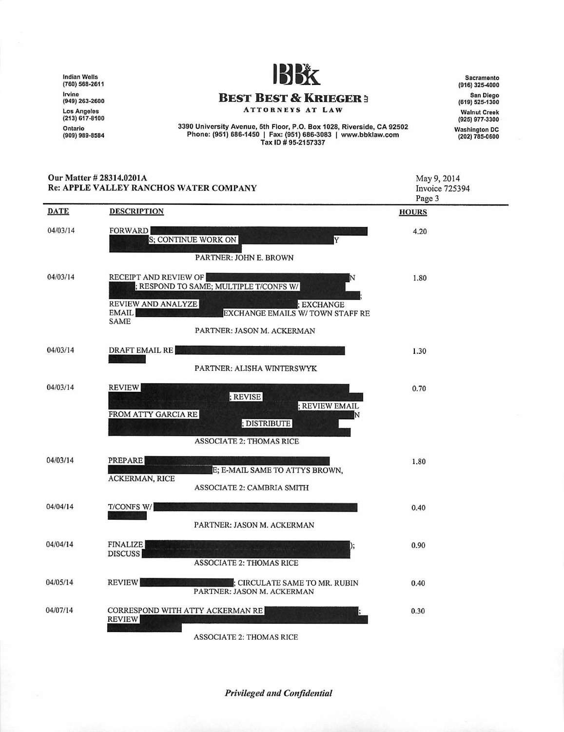Indian Wells
(760) 568-2611

Irvine
(949) 263-2600

Los Angeles
(213) 617-8100

Ontario
(909) 989-8584

# BEST BEST & KRIEGER

ATTORNEYS AT LAW

3390 University Avenue, 5th Floor, P.O. Box 1028, Riverside, CA 92502
Phone: (951) 686-1450 | Fax: (951) 686-3083 | www.bbklaw.com
Tax ID # 95-2157337

Sacramento
(916) 325-4000

San Diego
(619) 525-1300

Walnut Creek
(925) 977-3300

Washington DC
(202) 785-0600

**Our Matter # 28314.0201A**
**Re: APPLE VALLEY RANCHOS WATER COMPANY**

May 9, 2014
Invoice 725394

| DATE | DESCRIPTION | HOURS |
|---|---|---|
| 04/03/14 | FORWARD S; CONTINUE WORK ON Y<br>PARTNER: JOHN E. BROWN | 4.20 |
| 04/03/14 | RECEIPT AND REVIEW OF N; RESPOND TO SAME; MULTIPLE T/CONFS W/ ; REVIEW AND ANALYZE ; EXCHANGE EMAIL EXCHANGE EMAILS W/ TOWN STAFF RE SAME<br>PARTNER: JASON M. ACKERMAN | 1.80 |
| 04/03/14 | DRAFT EMAIL RE<br>PARTNER: ALISHA WINTERSWYK | 1.30 |
| 04/03/14 | REVIEW ; REVISE ; REVIEW EMAIL FROM ATTY GARCIA RE N; DISTRIBUTE<br>ASSOCIATE 2: THOMAS RICE | 0.70 |
| 04/03/14 | PREPARE E; E-MAIL SAME TO ATTYS BROWN, ACKERMAN, RICE<br>ASSOCIATE 2: CAMBRIA SMITH | 1.80 |
| 04/04/14 | T/CONFS W/<br>PARTNER: JASON M. ACKERMAN | 0.40 |
| 04/04/14 | FINALIZE ); DISCUSS<br>ASSOCIATE 2: THOMAS RICE | 0.90 |
| 04/05/14 | REVIEW ; CIRCULATE SAME TO MR. RUBIN<br>PARTNER: JASON M. ACKERMAN | 0.40 |
| 04/07/14 | CORRESPOND WITH ATTY ACKERMAN RE ; REVIEW<br>ASSOCIATE 2: THOMAS RICE | 0.30 |

*Privileged and Confidential*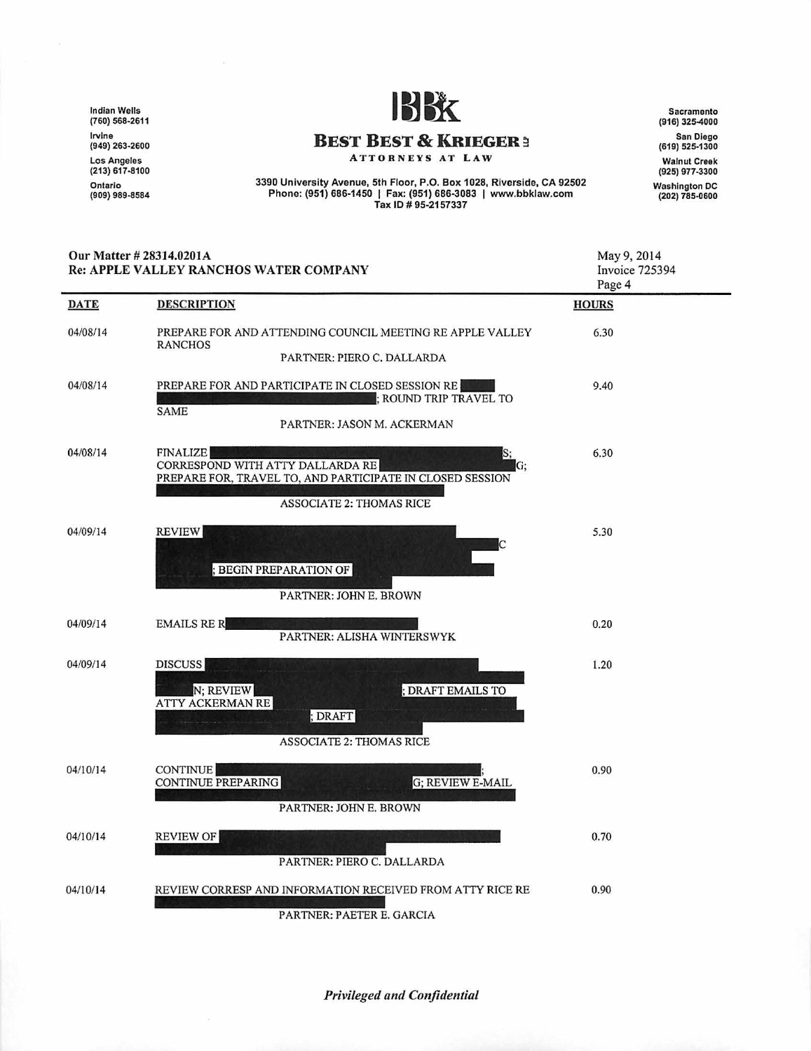Indian Wells
(760) 568-2611
Irvine
(949) 263-2600
Los Angeles
(213) 617-8100
Ontario
(909) 989-8584

# BEST BEST & KRIEGER

ATTORNEYS AT LAW

3390 University Avenue, 5th Floor, P.O. Box 1028, Riverside, CA 92502
Phone: (951) 686-1450 | Fax: (951) 686-3083 | www.bbklaw.com
Tax ID # 95-2157337

Sacramento
(916) 325-4000
San Diego
(619) 525-1300
Walnut Creek
(925) 977-3300
Washington DC
(202) 785-0600

**Our Matter # 28314.0201A**
**Re: APPLE VALLEY RANCHOS WATER COMPANY**

May 9, 2014
Invoice 725394

| DATE | DESCRIPTION | HOURS |
|---|---|---|
| 04/08/14 | PREPARE FOR AND ATTENDING COUNCIL MEETING RE APPLE VALLEY RANCHOS<br>PARTNER: PIERO C. DALLARDA | 6.30 |
| 04/08/14 | PREPARE FOR AND PARTICIPATE IN CLOSED SESSION RE [REDACTED]; ROUND TRIP TRAVEL TO SAME<br>PARTNER: JASON M. ACKERMAN | 9.40 |
| 04/08/14 | FINALIZE [REDACTED]S; CORRESPOND WITH ATTY DALLARDA RE [REDACTED]G; PREPARE FOR, TRAVEL TO, AND PARTICIPATE IN CLOSED SESSION [REDACTED]<br>ASSOCIATE 2: THOMAS RICE | 6.30 |
| 04/09/14 | REVIEW [REDACTED]C [REDACTED]; BEGIN PREPARATION OF [REDACTED]<br>PARTNER: JOHN E. BROWN | 5.30 |
| 04/09/14 | EMAILS RE R[REDACTED]<br>PARTNER: ALISHA WINTERSWYK | 0.20 |
| 04/09/14 | DISCUSS [REDACTED]N; REVIEW [REDACTED]; DRAFT EMAILS TO ATTY ACKERMAN RE [REDACTED]; DRAFT [REDACTED]<br>ASSOCIATE 2: THOMAS RICE | 1.20 |
| 04/10/14 | CONTINUE [REDACTED]; CONTINUE PREPARING [REDACTED]G; REVIEW E-MAIL [REDACTED]<br>PARTNER: JOHN E. BROWN | 0.90 |
| 04/10/14 | REVIEW OF [REDACTED]<br>PARTNER: PIERO C. DALLARDA | 0.70 |
| 04/10/14 | REVIEW CORRESP AND INFORMATION RECEIVED FROM ATTY RICE RE [REDACTED]<br>PARTNER: PAETER E. GARCIA | 0.90 |

*Privileged and Confidential*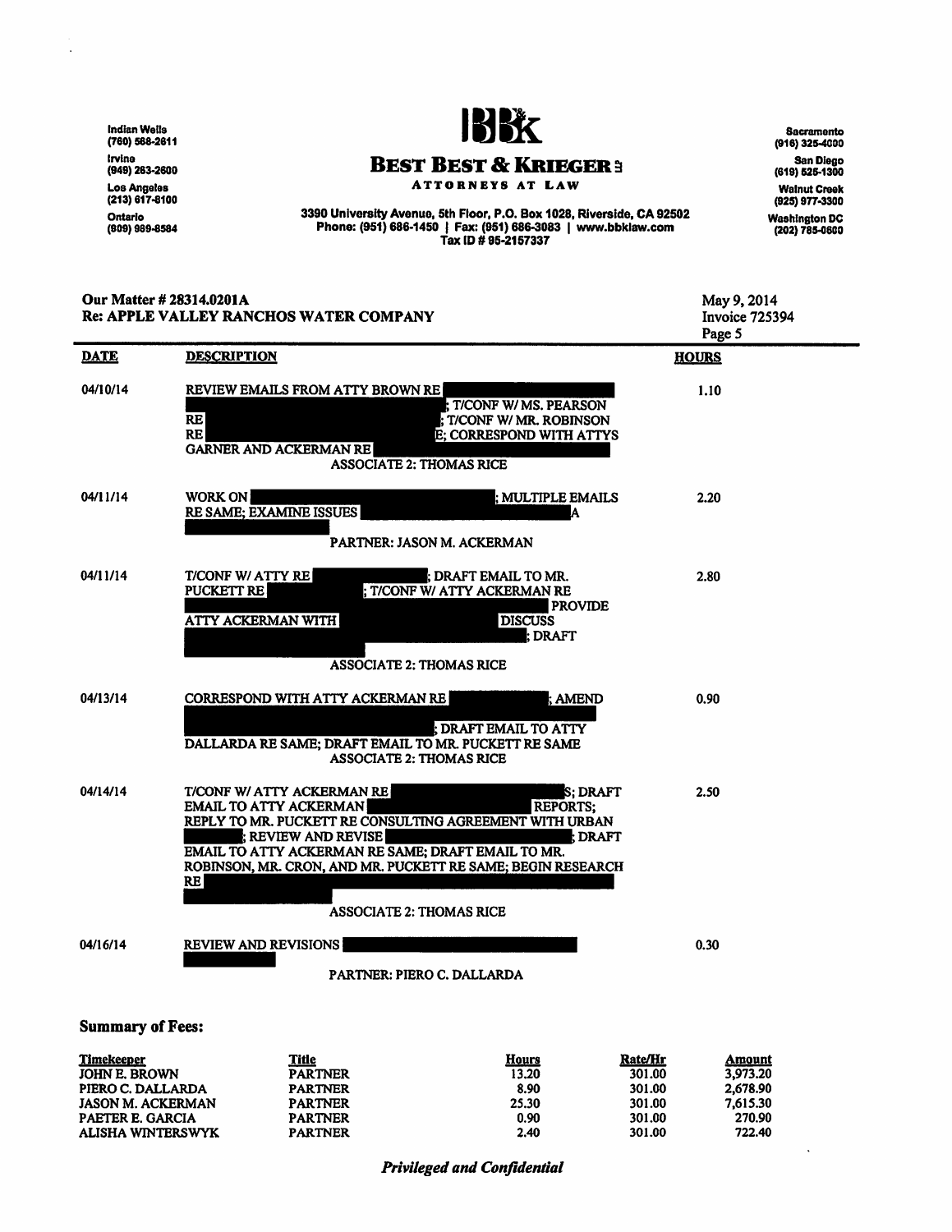Indian Wells
(760) 568-2611

Irvine
(949) 263-2600

Los Angeles
(213) 617-8100

Ontario
(909) 989-8584

# BB&K

## BEST BEST & KRIEGER

ATTORNEYS AT LAW

3390 University Avenue, 5th Floor, P.O. Box 1028, Riverside, CA 92502
Phone: (951) 686-1450 | Fax: (951) 686-3083 | www.bbklaw.com
Tax ID # 95-2157337

Sacramento
(916) 325-4000

San Diego
(619) 525-1300

Walnut Creek
(925) 977-3300

Washington DC
(202) 785-0600

**Our Matter # 28314.0201A**
**Re: APPLE VALLEY RANCHOS WATER COMPANY**

May 9, 2014
Invoice 725394

| DATE | DESCRIPTION | HOURS |
|---|---|---|
| 04/10/14 | REVIEW EMAILS FROM ATTY BROWN RE ; T/CONF W/ MS. PEARSON RE ; T/CONF W/ MR. ROBINSON RE E; CORRESPOND WITH ATTYS GARNER AND ACKERMAN RE <br> ASSOCIATE 2: THOMAS RICE | 1.10 |
| 04/11/14 | WORK ON ; MULTIPLE EMAILS RE SAME; EXAMINE ISSUES A <br> PARTNER: JASON M. ACKERMAN | 2.20 |
| 04/11/14 | T/CONF W/ ATTY RE ; DRAFT EMAIL TO MR. PUCKETT RE ; T/CONF W/ ATTY ACKERMAN RE PROVIDE ATTY ACKERMAN WITH DISCUSS ; DRAFT <br> ASSOCIATE 2: THOMAS RICE | 2.80 |
| 04/13/14 | CORRESPOND WITH ATTY ACKERMAN RE ; AMEND ; DRAFT EMAIL TO ATTY DALLARDA RE SAME; DRAFT EMAIL TO MR. PUCKETT RE SAME <br> ASSOCIATE 2: THOMAS RICE | 0.90 |
| 04/14/14 | T/CONF W/ ATTY ACKERMAN RE S; DRAFT EMAIL TO ATTY ACKERMAN REPORTS; REPLY TO MR. PUCKETT RE CONSULTING AGREEMENT WITH URBAN ; REVIEW AND REVISE ; DRAFT EMAIL TO ATTY ACKERMAN RE SAME; DRAFT EMAIL TO MR. ROBINSON, MR. CRON, AND MR. PUCKETT RE SAME; BEGIN RESEARCH RE <br> ASSOCIATE 2: THOMAS RICE | 2.50 |
| 04/16/14 | REVIEW AND REVISIONS <br> PARTNER: PIERO C. DALLARDA | 0.30 |

### Summary of Fees:

| Timekeeper | Title | Hours | Rate/Hr | Amount |
|---|---|---|---|---|
| JOHN E. BROWN | PARTNER | 13.20 | 301.00 | 3,973.20 |
| PIERO C. DALLARDA | PARTNER | 8.90 | 301.00 | 2,678.90 |
| JASON M. ACKERMAN | PARTNER | 25.30 | 301.00 | 7,615.30 |
| PAETER E. GARCIA | PARTNER | 0.90 | 301.00 | 270.90 |
| ALISHA WINTERSWYK | PARTNER | 2.40 | 301.00 | 722.40 |

*Privileged and Confidential*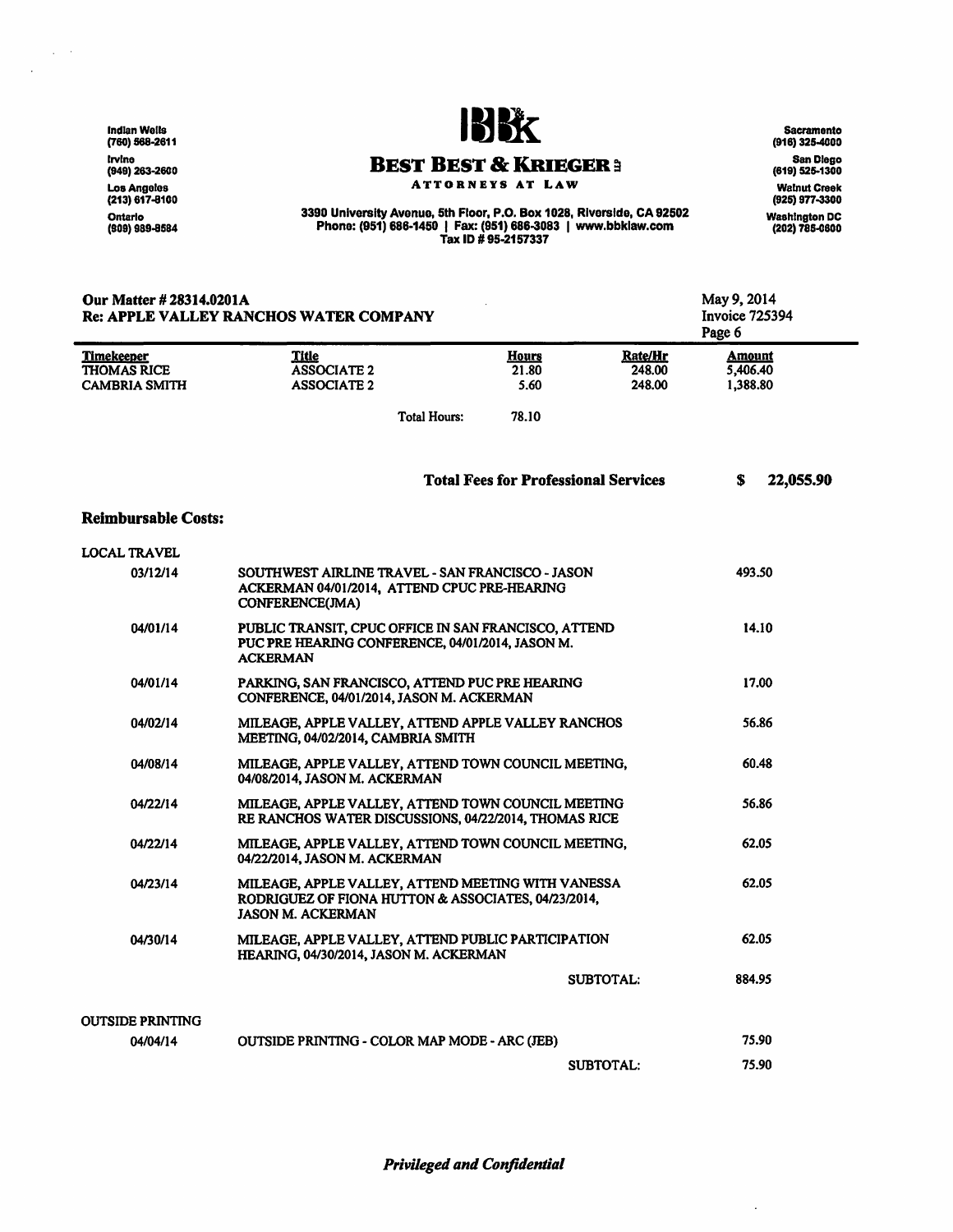Indian Wells
(760) 568-2611

Irvine
(949) 263-2600

Los Angeles
(213) 617-8100

Ontario
(909) 989-8584

# BBK

## BEST BEST & KRIEGER

ATTORNEYS AT LAW

3390 University Avenue, 5th Floor, P.O. Box 1028, Riverside, CA 92502
Phone: (951) 686-1450 | Fax: (951) 686-3083 | www.bbklaw.com
Tax ID # 95-2157337

Sacramento
(916) 325-4000

San Diego
(619) 525-1300

Walnut Creek
(925) 977-3300

Washington DC
(202) 785-0600

**Our Matter # 28314.0201A**
**Re: APPLE VALLEY RANCHOS WATER COMPANY**

May 9, 2014
Invoice 725394
Page 6

| Timekeeper | Title | Hours | Rate/Hr | Amount |
|---|---|---|---|---|
| THOMAS RICE | ASSOCIATE 2 | 21.80 | 248.00 | 5,406.40 |
| CAMBRIA SMITH | ASSOCIATE 2 | 5.60 | 248.00 | 1,388.80 |
| | Total Hours: | 78.10 | | |

**Total Fees for Professional Services** **$ 22,055.90**

### Reimbursable Costs:

LOCAL TRAVEL

| Date | Description | Amount |
|---|---|---|
| 03/12/14 | SOUTHWEST AIRLINE TRAVEL - SAN FRANCISCO - JASON ACKERMAN 04/01/2014, ATTEND CPUC PRE-HEARING CONFERENCE(JMA) | 493.50 |
| 04/01/14 | PUBLIC TRANSIT, CPUC OFFICE IN SAN FRANCISCO, ATTEND PUC PRE HEARING CONFERENCE, 04/01/2014, JASON M. ACKERMAN | 14.10 |
| 04/01/14 | PARKING, SAN FRANCISCO, ATTEND PUC PRE HEARING CONFERENCE, 04/01/2014, JASON M. ACKERMAN | 17.00 |
| 04/02/14 | MILEAGE, APPLE VALLEY, ATTEND APPLE VALLEY RANCHOS MEETING, 04/02/2014, CAMBRIA SMITH | 56.86 |
| 04/08/14 | MILEAGE, APPLE VALLEY, ATTEND TOWN COUNCIL MEETING, 04/08/2014, JASON M. ACKERMAN | 60.48 |
| 04/22/14 | MILEAGE, APPLE VALLEY, ATTEND TOWN COUNCIL MEETING RE RANCHOS WATER DISCUSSIONS, 04/22/2014, THOMAS RICE | 56.86 |
| 04/22/14 | MILEAGE, APPLE VALLEY, ATTEND TOWN COUNCIL MEETING, 04/22/2014, JASON M. ACKERMAN | 62.05 |
| 04/23/14 | MILEAGE, APPLE VALLEY, ATTEND MEETING WITH VANESSA RODRIGUEZ OF FIONA HUTTON & ASSOCIATES, 04/23/2014, JASON M. ACKERMAN | 62.05 |
| 04/30/14 | MILEAGE, APPLE VALLEY, ATTEND PUBLIC PARTICIPATION HEARING, 04/30/2014, JASON M. ACKERMAN | 62.05 |
| | SUBTOTAL: | 884.95 |

OUTSIDE PRINTING

| Date | Description | Amount |
|---|---|---|
| 04/04/14 | OUTSIDE PRINTING - COLOR MAP MODE - ARC (JEB) | 75.90 |
| | SUBTOTAL: | 75.90 |

*Privileged and Confidential*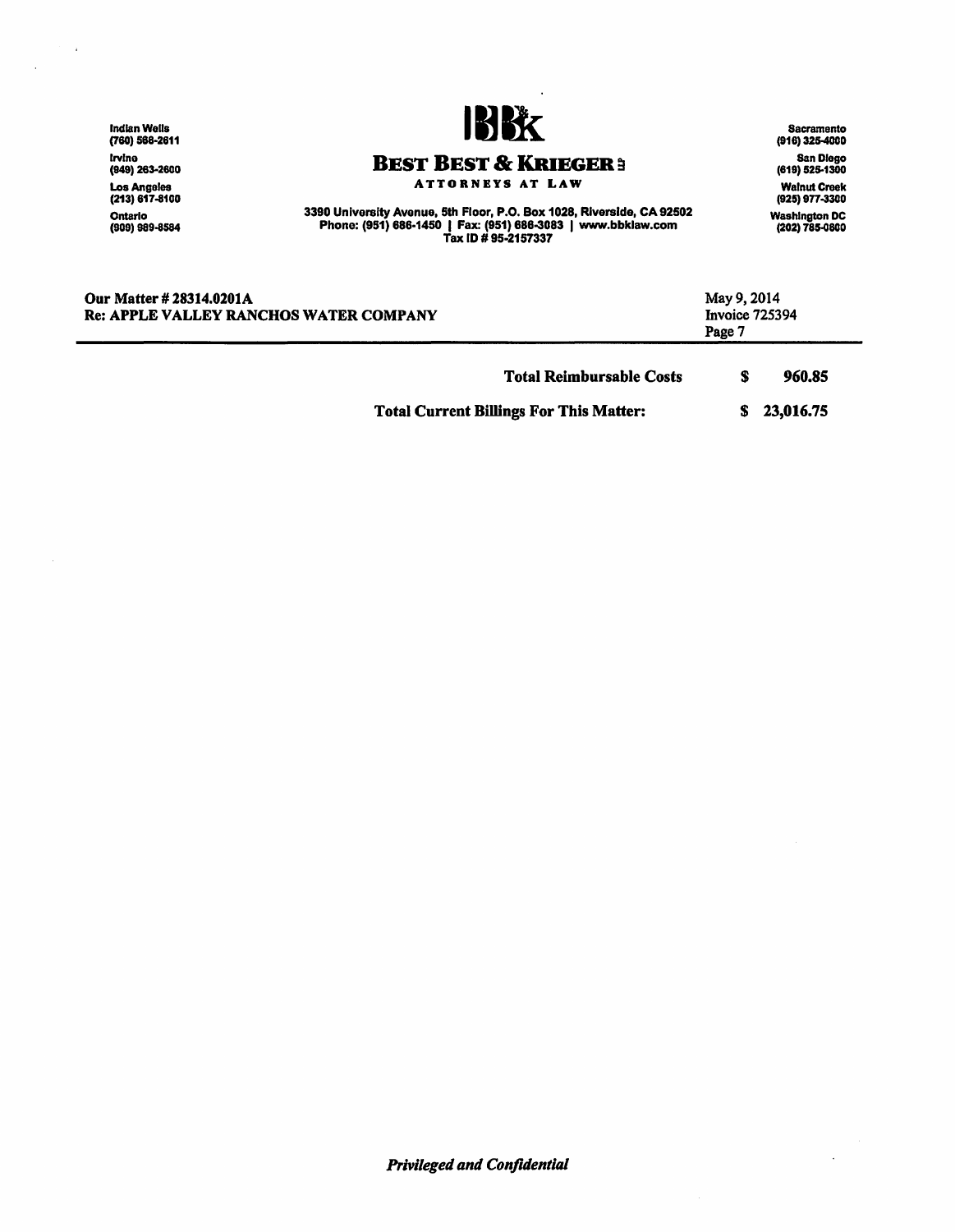**BEST BEST & KRIEGER LLP**

ATTORNEYS AT LAW

Indian Wells (760) 568-2611
Irvine (949) 263-2600
Los Angeles (213) 617-8100
Ontario (909) 989-8584

3390 University Avenue, 5th Floor, P.O. Box 1028, Riverside, CA 92502
Phone: (951) 686-1450 | Fax: (951) 686-3083 | www.bbklaw.com
Tax ID # 95-2157337

Sacramento (916) 325-4000
San Diego (619) 525-1300
Walnut Creek (925) 977-3300
Washington DC (202) 785-0600

**Our Matter # 28314.0201A**
**Re: APPLE VALLEY RANCHOS WATER COMPANY**

May 9, 2014
Invoice 725394

| | | |
|---|---|---|
| **Total Reimbursable Costs** | **$** | **960.85** |
| **Total Current Billings For This Matter:** | **$** | **23,016.75** |

***Privileged and Confidential***